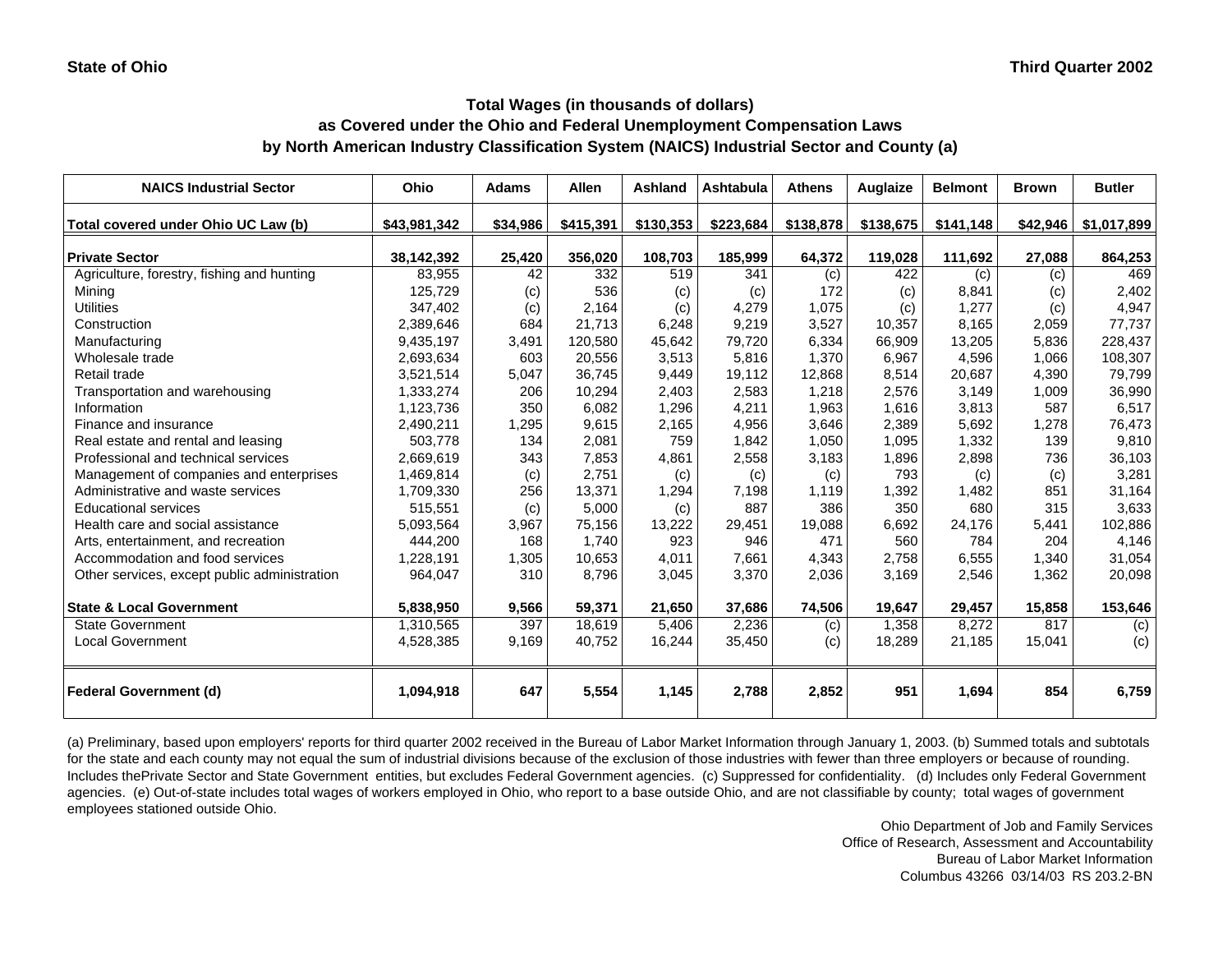State of Ohio

Third Quarter 2002

### Total Wages (in thousands of dollars)
### as Covered under the Ohio and Federal Unemployment Compensation Laws
### by North American Industry Classification System (NAICS) Industrial Sector and County (a)

| NAICS Industrial Sector | Ohio | Adams | Allen | Ashland | Ashtabula | Athens | Auglaize | Belmont | Brown | Butler |
|---|---|---|---|---|---|---|---|---|---|---|
| **Total covered under Ohio UC Law (b)** | **$43,981,342** | **$34,986** | **$415,391** | **$130,353** | **$223,684** | **$138,878** | **$138,675** | **$141,148** | **$42,946** | **$1,017,899** |
| **Private Sector** | **38,142,392** | **25,420** | **356,020** | **108,703** | **185,999** | **64,372** | **119,028** | **111,692** | **27,088** | **864,253** |
| Agriculture, forestry, fishing and hunting | 83,955 | 42 | 332 | 519 | 341 | (c) | 422 | (c) | (c) | 469 |
| Mining | 125,729 | (c) | 536 | (c) | (c) | 172 | (c) | 8,841 | (c) | 2,402 |
| Utilities | 347,402 | (c) | 2,164 | (c) | 4,279 | 1,075 | (c) | 1,277 | (c) | 4,947 |
| Construction | 2,389,646 | 684 | 21,713 | 6,248 | 9,219 | 3,527 | 10,357 | 8,165 | 2,059 | 77,737 |
| Manufacturing | 9,435,197 | 3,491 | 120,580 | 45,642 | 79,720 | 6,334 | 66,909 | 13,205 | 5,836 | 228,437 |
| Wholesale trade | 2,693,634 | 603 | 20,556 | 3,513 | 5,816 | 1,370 | 6,967 | 4,596 | 1,066 | 108,307 |
| Retail trade | 3,521,514 | 5,047 | 36,745 | 9,449 | 19,112 | 12,868 | 8,514 | 20,687 | 4,390 | 79,799 |
| Transportation and warehousing | 1,333,274 | 206 | 10,294 | 2,403 | 2,583 | 1,218 | 2,576 | 3,149 | 1,009 | 36,990 |
| Information | 1,123,736 | 350 | 6,082 | 1,296 | 4,211 | 1,963 | 1,616 | 3,813 | 587 | 6,517 |
| Finance and insurance | 2,490,211 | 1,295 | 9,615 | 2,165 | 4,956 | 3,646 | 2,389 | 5,692 | 1,278 | 76,473 |
| Real estate and rental and leasing | 503,778 | 134 | 2,081 | 759 | 1,842 | 1,050 | 1,095 | 1,332 | 139 | 9,810 |
| Professional and technical services | 2,669,619 | 343 | 7,853 | 4,861 | 2,558 | 3,183 | 1,896 | 2,898 | 736 | 36,103 |
| Management of companies and enterprises | 1,469,814 | (c) | 2,751 | (c) | (c) | (c) | 793 | (c) | (c) | 3,281 |
| Administrative and waste services | 1,709,330 | 256 | 13,371 | 1,294 | 7,198 | 1,119 | 1,392 | 1,482 | 851 | 31,164 |
| Educational services | 515,551 | (c) | 5,000 | (c) | 887 | 386 | 350 | 680 | 315 | 3,633 |
| Health care and social assistance | 5,093,564 | 3,967 | 75,156 | 13,222 | 29,451 | 19,088 | 6,692 | 24,176 | 5,441 | 102,886 |
| Arts, entertainment, and recreation | 444,200 | 168 | 1,740 | 923 | 946 | 471 | 560 | 784 | 204 | 4,146 |
| Accommodation and food services | 1,228,191 | 1,305 | 10,653 | 4,011 | 7,661 | 4,343 | 2,758 | 6,555 | 1,340 | 31,054 |
| Other services, except public administration | 964,047 | 310 | 8,796 | 3,045 | 3,370 | 2,036 | 3,169 | 2,546 | 1,362 | 20,098 |
| **State & Local Government** | **5,838,950** | **9,566** | **59,371** | **21,650** | **37,686** | **74,506** | **19,647** | **29,457** | **15,858** | **153,646** |
| State Government | 1,310,565 | 397 | 18,619 | 5,406 | 2,236 | (c) | 1,358 | 8,272 | 817 | (c) |
| Local Government | 4,528,385 | 9,169 | 40,752 | 16,244 | 35,450 | (c) | 18,289 | 21,185 | 15,041 | (c) |
| **Federal Government (d)** | **1,094,918** | **647** | **5,554** | **1,145** | **2,788** | **2,852** | **951** | **1,694** | **854** | **6,759** |

(a) Preliminary, based upon employers' reports for third quarter 2002 received in the Bureau of Labor Market Information through January 1, 2003. (b) Summed totals and subtotals for the state and each county may not equal the sum of industrial divisions because of the exclusion of those industries with fewer than three employers or because of rounding. Includes thePrivate Sector and State Government entities, but excludes Federal Government agencies. (c) Suppressed for confidentiality. (d) Includes only Federal Government agencies. (e) Out-of-state includes total wages of workers employed in Ohio, who report to a base outside Ohio, and are not classifiable by county; total wages of government employees stationed outside Ohio.

Ohio Department of Job and Family Services
Office of Research, Assessment and Accountability
Bureau of Labor Market Information
Columbus 43266 03/14/03 RS 203.2-BN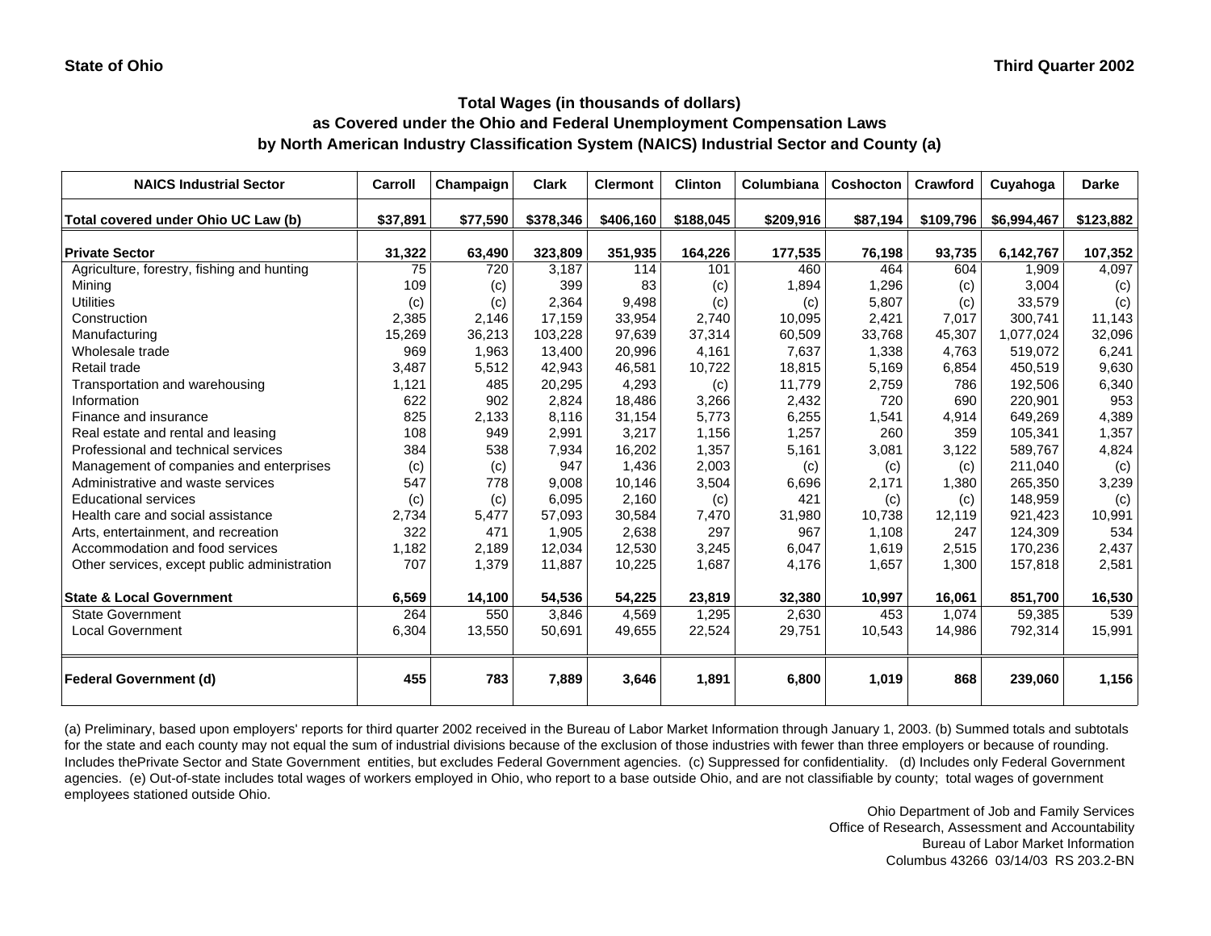**State of Ohio**

**Third Quarter 2002**

### Total Wages (in thousands of dollars)
### as Covered under the Ohio and Federal Unemployment Compensation Laws
### by North American Industry Classification System (NAICS) Industrial Sector and County (a)

| NAICS Industrial Sector | Carroll | Champaign | Clark | Clermont | Clinton | Columbiana | Coshocton | Crawford | Cuyahoga | Darke |
|---|---|---|---|---|---|---|---|---|---|---|
| **Total covered under Ohio UC Law (b)** | **$37,891** | **$77,590** | **$378,346** | **$406,160** | **$188,045** | **$209,916** | **$87,194** | **$109,796** | **$6,994,467** | **$123,882** |
| **Private Sector** | **31,322** | **63,490** | **323,809** | **351,935** | **164,226** | **177,535** | **76,198** | **93,735** | **6,142,767** | **107,352** |
| Agriculture, forestry, fishing and hunting | 75 | 720 | 3,187 | 114 | 101 | 460 | 464 | 604 | 1,909 | 4,097 |
| Mining | 109 | (c) | 399 | 83 | (c) | 1,894 | 1,296 | (c) | 3,004 | (c) |
| Utilities | (c) | (c) | 2,364 | 9,498 | (c) | (c) | 5,807 | (c) | 33,579 | (c) |
| Construction | 2,385 | 2,146 | 17,159 | 33,954 | 2,740 | 10,095 | 2,421 | 7,017 | 300,741 | 11,143 |
| Manufacturing | 15,269 | 36,213 | 103,228 | 97,639 | 37,314 | 60,509 | 33,768 | 45,307 | 1,077,024 | 32,096 |
| Wholesale trade | 969 | 1,963 | 13,400 | 20,996 | 4,161 | 7,637 | 1,338 | 4,763 | 519,072 | 6,241 |
| Retail trade | 3,487 | 5,512 | 42,943 | 46,581 | 10,722 | 18,815 | 5,169 | 6,854 | 450,519 | 9,630 |
| Transportation and warehousing | 1,121 | 485 | 20,295 | 4,293 | (c) | 11,779 | 2,759 | 786 | 192,506 | 6,340 |
| Information | 622 | 902 | 2,824 | 18,486 | 3,266 | 2,432 | 720 | 690 | 220,901 | 953 |
| Finance and insurance | 825 | 2,133 | 8,116 | 31,154 | 5,773 | 6,255 | 1,541 | 4,914 | 649,269 | 4,389 |
| Real estate and rental and leasing | 108 | 949 | 2,991 | 3,217 | 1,156 | 1,257 | 260 | 359 | 105,341 | 1,357 |
| Professional and technical services | 384 | 538 | 7,934 | 16,202 | 1,357 | 5,161 | 3,081 | 3,122 | 589,767 | 4,824 |
| Management of companies and enterprises | (c) | (c) | 947 | 1,436 | 2,003 | (c) | (c) | (c) | 211,040 | (c) |
| Administrative and waste services | 547 | 778 | 9,008 | 10,146 | 3,504 | 6,696 | 2,171 | 1,380 | 265,350 | 3,239 |
| Educational services | (c) | (c) | 6,095 | 2,160 | (c) | 421 | (c) | (c) | 148,959 | (c) |
| Health care and social assistance | 2,734 | 5,477 | 57,093 | 30,584 | 7,470 | 31,980 | 10,738 | 12,119 | 921,423 | 10,991 |
| Arts, entertainment, and recreation | 322 | 471 | 1,905 | 2,638 | 297 | 967 | 1,108 | 247 | 124,309 | 534 |
| Accommodation and food services | 1,182 | 2,189 | 12,034 | 12,530 | 3,245 | 6,047 | 1,619 | 2,515 | 170,236 | 2,437 |
| Other services, except public administration | 707 | 1,379 | 11,887 | 10,225 | 1,687 | 4,176 | 1,657 | 1,300 | 157,818 | 2,581 |
| **State & Local Government** | **6,569** | **14,100** | **54,536** | **54,225** | **23,819** | **32,380** | **10,997** | **16,061** | **851,700** | **16,530** |
| State Government | 264 | 550 | 3,846 | 4,569 | 1,295 | 2,630 | 453 | 1,074 | 59,385 | 539 |
| Local Government | 6,304 | 13,550 | 50,691 | 49,655 | 22,524 | 29,751 | 10,543 | 14,986 | 792,314 | 15,991 |
| **Federal Government (d)** | **455** | **783** | **7,889** | **3,646** | **1,891** | **6,800** | **1,019** | **868** | **239,060** | **1,156** |

(a) Preliminary, based upon employers' reports for third quarter 2002 received in the Bureau of Labor Market Information through January 1, 2003. (b) Summed totals and subtotals for the state and each county may not equal the sum of industrial divisions because of the exclusion of those industries with fewer than three employers or because of rounding. Includes thePrivate Sector and State Government entities, but excludes Federal Government agencies. (c) Suppressed for confidentiality. (d) Includes only Federal Government agencies. (e) Out-of-state includes total wages of workers employed in Ohio, who report to a base outside Ohio, and are not classifiable by county; total wages of government employees stationed outside Ohio.

Ohio Department of Job and Family Services
Office of Research, Assessment and Accountability
Bureau of Labor Market Information
Columbus 43266 03/14/03 RS 203.2-BN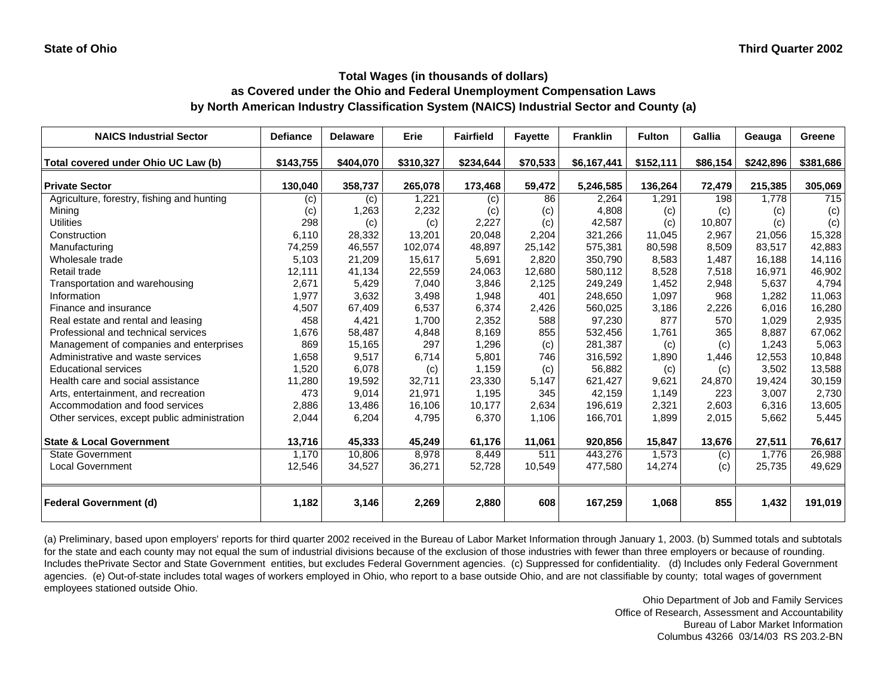State of Ohio | Third Quarter 2002

## Total Wages (in thousands of dollars)
## as Covered under the Ohio and Federal Unemployment Compensation Laws
## by North American Industry Classification System (NAICS) Industrial Sector and County (a)

| NAICS Industrial Sector | Defiance | Delaware | Erie | Fairfield | Fayette | Franklin | Fulton | Gallia | Geauga | Greene |
|---|---|---|---|---|---|---|---|---|---|---|
| **Total covered under Ohio UC Law (b)** | **$143,755** | **$404,070** | **$310,327** | **$234,644** | **$70,533** | **$6,167,441** | **$152,111** | **$86,154** | **$242,896** | **$381,686** |
| **Private Sector** | **130,040** | **358,737** | **265,078** | **173,468** | **59,472** | **5,246,585** | **136,264** | **72,479** | **215,385** | **305,069** |
| Agriculture, forestry, fishing and hunting | (c) | (c) | 1,221 | (c) | 86 | 2,264 | 1,291 | 198 | 1,778 | 715 |
| Mining | (c) | 1,263 | 2,232 | (c) | (c) | 4,808 | (c) | (c) | (c) | (c) |
| Utilities | 298 | (c) | (c) | 2,227 | (c) | 42,587 | (c) | 10,807 | (c) | (c) |
| Construction | 6,110 | 28,332 | 13,201 | 20,048 | 2,204 | 321,266 | 11,045 | 2,967 | 21,056 | 15,328 |
| Manufacturing | 74,259 | 46,557 | 102,074 | 48,897 | 25,142 | 575,381 | 80,598 | 8,509 | 83,517 | 42,883 |
| Wholesale trade | 5,103 | 21,209 | 15,617 | 5,691 | 2,820 | 350,790 | 8,583 | 1,487 | 16,188 | 14,116 |
| Retail trade | 12,111 | 41,134 | 22,559 | 24,063 | 12,680 | 580,112 | 8,528 | 7,518 | 16,971 | 46,902 |
| Transportation and warehousing | 2,671 | 5,429 | 7,040 | 3,846 | 2,125 | 249,249 | 1,452 | 2,948 | 5,637 | 4,794 |
| Information | 1,977 | 3,632 | 3,498 | 1,948 | 401 | 248,650 | 1,097 | 968 | 1,282 | 11,063 |
| Finance and insurance | 4,507 | 67,409 | 6,537 | 6,374 | 2,426 | 560,025 | 3,186 | 2,226 | 6,016 | 16,280 |
| Real estate and rental and leasing | 458 | 4,421 | 1,700 | 2,352 | 588 | 97,230 | 877 | 570 | 1,029 | 2,935 |
| Professional and technical services | 1,676 | 58,487 | 4,848 | 8,169 | 855 | 532,456 | 1,761 | 365 | 8,887 | 67,062 |
| Management of companies and enterprises | 869 | 15,165 | 297 | 1,296 | (c) | 281,387 | (c) | (c) | 1,243 | 5,063 |
| Administrative and waste services | 1,658 | 9,517 | 6,714 | 5,801 | 746 | 316,592 | 1,890 | 1,446 | 12,553 | 10,848 |
| Educational services | 1,520 | 6,078 | (c) | 1,159 | (c) | 56,882 | (c) | (c) | 3,502 | 13,588 |
| Health care and social assistance | 11,280 | 19,592 | 32,711 | 23,330 | 5,147 | 621,427 | 9,621 | 24,870 | 19,424 | 30,159 |
| Arts, entertainment, and recreation | 473 | 9,014 | 21,971 | 1,195 | 345 | 42,159 | 1,149 | 223 | 3,007 | 2,730 |
| Accommodation and food services | 2,886 | 13,486 | 16,106 | 10,177 | 2,634 | 196,619 | 2,321 | 2,603 | 6,316 | 13,605 |
| Other services, except public administration | 2,044 | 6,204 | 4,795 | 6,370 | 1,106 | 166,701 | 1,899 | 2,015 | 5,662 | 5,445 |
| **State & Local Government** | **13,716** | **45,333** | **45,249** | **61,176** | **11,061** | **920,856** | **15,847** | **13,676** | **27,511** | **76,617** |
| State Government | 1,170 | 10,806 | 8,978 | 8,449 | 511 | 443,276 | 1,573 | (c) | 1,776 | 26,988 |
| Local Government | 12,546 | 34,527 | 36,271 | 52,728 | 10,549 | 477,580 | 14,274 | (c) | 25,735 | 49,629 |
| **Federal Government (d)** | **1,182** | **3,146** | **2,269** | **2,880** | **608** | **167,259** | **1,068** | **855** | **1,432** | **191,019** |

(a) Preliminary, based upon employers' reports for third quarter 2002 received in the Bureau of Labor Market Information through January 1, 2003. (b) Summed totals and subtotals for the state and each county may not equal the sum of industrial divisions because of the exclusion of those industries with fewer than three employers or because of rounding. Includes thePrivate Sector and State Government entities, but excludes Federal Government agencies. (c) Suppressed for confidentiality. (d) Includes only Federal Government agencies. (e) Out-of-state includes total wages of workers employed in Ohio, who report to a base outside Ohio, and are not classifiable by county; total wages of government employees stationed outside Ohio.

Ohio Department of Job and Family Services
Office of Research, Assessment and Accountability
Bureau of Labor Market Information
Columbus 43266 03/14/03 RS 203.2-BN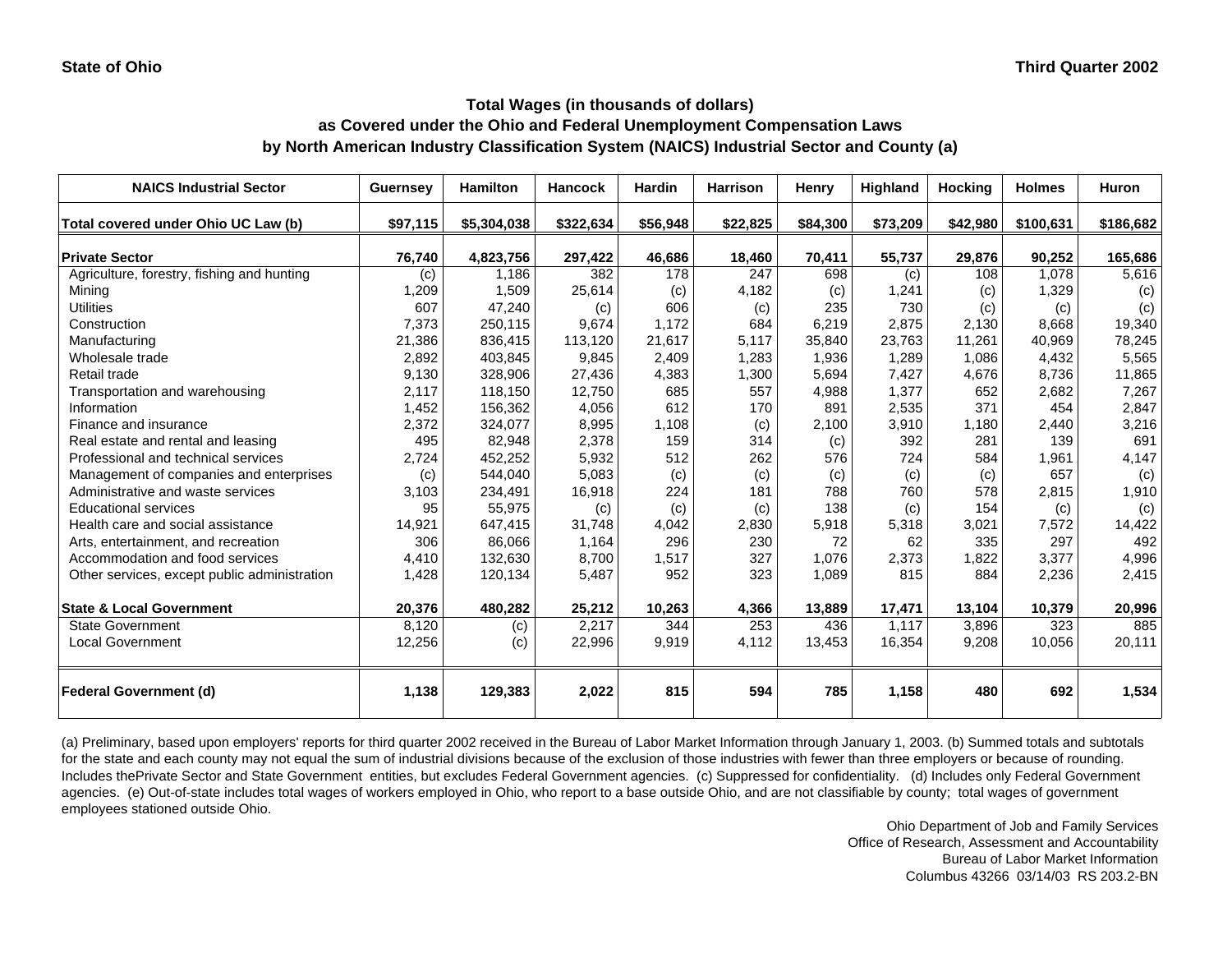**State of Ohio** — **Third Quarter 2002**

## Total Wages (in thousands of dollars) as Covered under the Ohio and Federal Unemployment Compensation Laws by North American Industry Classification System (NAICS) Industrial Sector and County (a)

| NAICS Industrial Sector | Guernsey | Hamilton | Hancock | Hardin | Harrison | Henry | Highland | Hocking | Holmes | Huron |
|---|---|---|---|---|---|---|---|---|---|---|
| **Total covered under Ohio UC Law (b)** | **$97,115** | **$5,304,038** | **$322,634** | **$56,948** | **$22,825** | **$84,300** | **$73,209** | **$42,980** | **$100,631** | **$186,682** |
| **Private Sector** | **76,740** | **4,823,756** | **297,422** | **46,686** | **18,460** | **70,411** | **55,737** | **29,876** | **90,252** | **165,686** |
| Agriculture, forestry, fishing and hunting | (c) | 1,186 | 382 | 178 | 247 | 698 | (c) | 108 | 1,078 | 5,616 |
| Mining | 1,209 | 1,509 | 25,614 | (c) | 4,182 | (c) | 1,241 | (c) | 1,329 | (c) |
| Utilities | 607 | 47,240 | (c) | 606 | (c) | 235 | 730 | (c) | (c) | (c) |
| Construction | 7,373 | 250,115 | 9,674 | 1,172 | 684 | 6,219 | 2,875 | 2,130 | 8,668 | 19,340 |
| Manufacturing | 21,386 | 836,415 | 113,120 | 21,617 | 5,117 | 35,840 | 23,763 | 11,261 | 40,969 | 78,245 |
| Wholesale trade | 2,892 | 403,845 | 9,845 | 2,409 | 1,283 | 1,936 | 1,289 | 1,086 | 4,432 | 5,565 |
| Retail trade | 9,130 | 328,906 | 27,436 | 4,383 | 1,300 | 5,694 | 7,427 | 4,676 | 8,736 | 11,865 |
| Transportation and warehousing | 2,117 | 118,150 | 12,750 | 685 | 557 | 4,988 | 1,377 | 652 | 2,682 | 7,267 |
| Information | 1,452 | 156,362 | 4,056 | 612 | 170 | 891 | 2,535 | 371 | 454 | 2,847 |
| Finance and insurance | 2,372 | 324,077 | 8,995 | 1,108 | (c) | 2,100 | 3,910 | 1,180 | 2,440 | 3,216 |
| Real estate and rental and leasing | 495 | 82,948 | 2,378 | 159 | 314 | (c) | 392 | 281 | 139 | 691 |
| Professional and technical services | 2,724 | 452,252 | 5,932 | 512 | 262 | 576 | 724 | 584 | 1,961 | 4,147 |
| Management of companies and enterprises | (c) | 544,040 | 5,083 | (c) | (c) | (c) | (c) | (c) | 657 | (c) |
| Administrative and waste services | 3,103 | 234,491 | 16,918 | 224 | 181 | 788 | 760 | 578 | 2,815 | 1,910 |
| Educational services | 95 | 55,975 | (c) | (c) | (c) | 138 | (c) | 154 | (c) | (c) |
| Health care and social assistance | 14,921 | 647,415 | 31,748 | 4,042 | 2,830 | 5,918 | 5,318 | 3,021 | 7,572 | 14,422 |
| Arts, entertainment, and recreation | 306 | 86,066 | 1,164 | 296 | 230 | 72 | 62 | 335 | 297 | 492 |
| Accommodation and food services | 4,410 | 132,630 | 8,700 | 1,517 | 327 | 1,076 | 2,373 | 1,822 | 3,377 | 4,996 |
| Other services, except public administration | 1,428 | 120,134 | 5,487 | 952 | 323 | 1,089 | 815 | 884 | 2,236 | 2,415 |
| **State & Local Government** | **20,376** | **480,282** | **25,212** | **10,263** | **4,366** | **13,889** | **17,471** | **13,104** | **10,379** | **20,996** |
| State Government | 8,120 | (c) | 2,217 | 344 | 253 | 436 | 1,117 | 3,896 | 323 | 885 |
| Local Government | 12,256 | (c) | 22,996 | 9,919 | 4,112 | 13,453 | 16,354 | 9,208 | 10,056 | 20,111 |
| **Federal Government (d)** | **1,138** | **129,383** | **2,022** | **815** | **594** | **785** | **1,158** | **480** | **692** | **1,534** |

(a) Preliminary, based upon employers' reports for third quarter 2002 received in the Bureau of Labor Market Information through January 1, 2003. (b) Summed totals and subtotals for the state and each county may not equal the sum of industrial divisions because of the exclusion of those industries with fewer than three employers or because of rounding. Includes thePrivate Sector and State Government entities, but excludes Federal Government agencies. (c) Suppressed for confidentiality. (d) Includes only Federal Government agencies. (e) Out-of-state includes total wages of workers employed in Ohio, who report to a base outside Ohio, and are not classifiable by county; total wages of government employees stationed outside Ohio.

Ohio Department of Job and Family Services
Office of Research, Assessment and Accountability
Bureau of Labor Market Information
Columbus 43266 03/14/03 RS 203.2-BN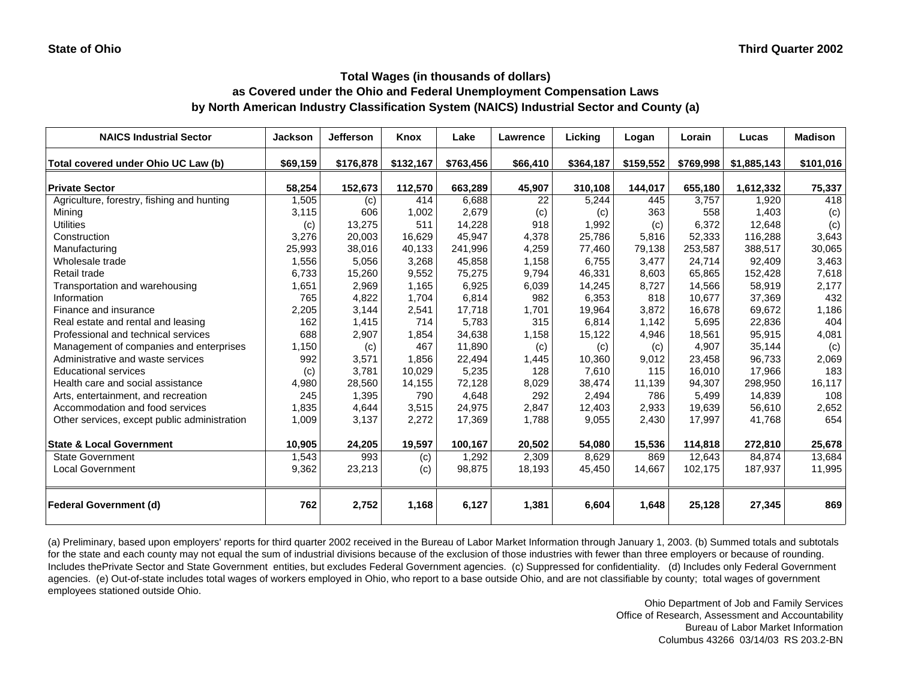State of Ohio | Third Quarter 2002

## Total Wages (in thousands of dollars)
## as Covered under the Ohio and Federal Unemployment Compensation Laws
## by North American Industry Classification System (NAICS) Industrial Sector and County (a)

| NAICS Industrial Sector | Jackson | Jefferson | Knox | Lake | Lawrence | Licking | Logan | Lorain | Lucas | Madison |
|---|---|---|---|---|---|---|---|---|---|---|
| **Total covered under Ohio UC Law (b)** | **$69,159** | **$176,878** | **$132,167** | **$763,456** | **$66,410** | **$364,187** | **$159,552** | **$769,998** | **$1,885,143** | **$101,016** |
| **Private Sector** | **58,254** | **152,673** | **112,570** | **663,289** | **45,907** | **310,108** | **144,017** | **655,180** | **1,612,332** | **75,337** |
| Agriculture, forestry, fishing and hunting | 1,505 | (c) | 414 | 6,688 | 22 | 5,244 | 445 | 3,757 | 1,920 | 418 |
| Mining | 3,115 | 606 | 1,002 | 2,679 | (c) | (c) | 363 | 558 | 1,403 | (c) |
| Utilities | (c) | 13,275 | 511 | 14,228 | 918 | 1,992 | (c) | 6,372 | 12,648 | (c) |
| Construction | 3,276 | 20,003 | 16,629 | 45,947 | 4,378 | 25,786 | 5,816 | 52,333 | 116,288 | 3,643 |
| Manufacturing | 25,993 | 38,016 | 40,133 | 241,996 | 4,259 | 77,460 | 79,138 | 253,587 | 388,517 | 30,065 |
| Wholesale trade | 1,556 | 5,056 | 3,268 | 45,858 | 1,158 | 6,755 | 3,477 | 24,714 | 92,409 | 3,463 |
| Retail trade | 6,733 | 15,260 | 9,552 | 75,275 | 9,794 | 46,331 | 8,603 | 65,865 | 152,428 | 7,618 |
| Transportation and warehousing | 1,651 | 2,969 | 1,165 | 6,925 | 6,039 | 14,245 | 8,727 | 14,566 | 58,919 | 2,177 |
| Information | 765 | 4,822 | 1,704 | 6,814 | 982 | 6,353 | 818 | 10,677 | 37,369 | 432 |
| Finance and insurance | 2,205 | 3,144 | 2,541 | 17,718 | 1,701 | 19,964 | 3,872 | 16,678 | 69,672 | 1,186 |
| Real estate and rental and leasing | 162 | 1,415 | 714 | 5,783 | 315 | 6,814 | 1,142 | 5,695 | 22,836 | 404 |
| Professional and technical services | 688 | 2,907 | 1,854 | 34,638 | 1,158 | 15,122 | 4,946 | 18,561 | 95,915 | 4,081 |
| Management of companies and enterprises | 1,150 | (c) | 467 | 11,890 | (c) | (c) | (c) | 4,907 | 35,144 | (c) |
| Administrative and waste services | 992 | 3,571 | 1,856 | 22,494 | 1,445 | 10,360 | 9,012 | 23,458 | 96,733 | 2,069 |
| Educational services | (c) | 3,781 | 10,029 | 5,235 | 128 | 7,610 | 115 | 16,010 | 17,966 | 183 |
| Health care and social assistance | 4,980 | 28,560 | 14,155 | 72,128 | 8,029 | 38,474 | 11,139 | 94,307 | 298,950 | 16,117 |
| Arts, entertainment, and recreation | 245 | 1,395 | 790 | 4,648 | 292 | 2,494 | 786 | 5,499 | 14,839 | 108 |
| Accommodation and food services | 1,835 | 4,644 | 3,515 | 24,975 | 2,847 | 12,403 | 2,933 | 19,639 | 56,610 | 2,652 |
| Other services, except public administration | 1,009 | 3,137 | 2,272 | 17,369 | 1,788 | 9,055 | 2,430 | 17,997 | 41,768 | 654 |
| **State & Local Government** | **10,905** | **24,205** | **19,597** | **100,167** | **20,502** | **54,080** | **15,536** | **114,818** | **272,810** | **25,678** |
| State Government | 1,543 | 993 | (c) | 1,292 | 2,309 | 8,629 | 869 | 12,643 | 84,874 | 13,684 |
| Local Government | 9,362 | 23,213 | (c) | 98,875 | 18,193 | 45,450 | 14,667 | 102,175 | 187,937 | 11,995 |
| **Federal Government (d)** | **762** | **2,752** | **1,168** | **6,127** | **1,381** | **6,604** | **1,648** | **25,128** | **27,345** | **869** |

(a) Preliminary, based upon employers' reports for third quarter 2002 received in the Bureau of Labor Market Information through January 1, 2003. (b) Summed totals and subtotals for the state and each county may not equal the sum of industrial divisions because of the exclusion of those industries with fewer than three employers or because of rounding. Includes thePrivate Sector and State Government entities, but excludes Federal Government agencies. (c) Suppressed for confidentiality. (d) Includes only Federal Government agencies. (e) Out-of-state includes total wages of workers employed in Ohio, who report to a base outside Ohio, and are not classifiable by county; total wages of government employees stationed outside Ohio.

Ohio Department of Job and Family Services
Office of Research, Assessment and Accountability
Bureau of Labor Market Information
Columbus 43266 03/14/03 RS 203.2-BN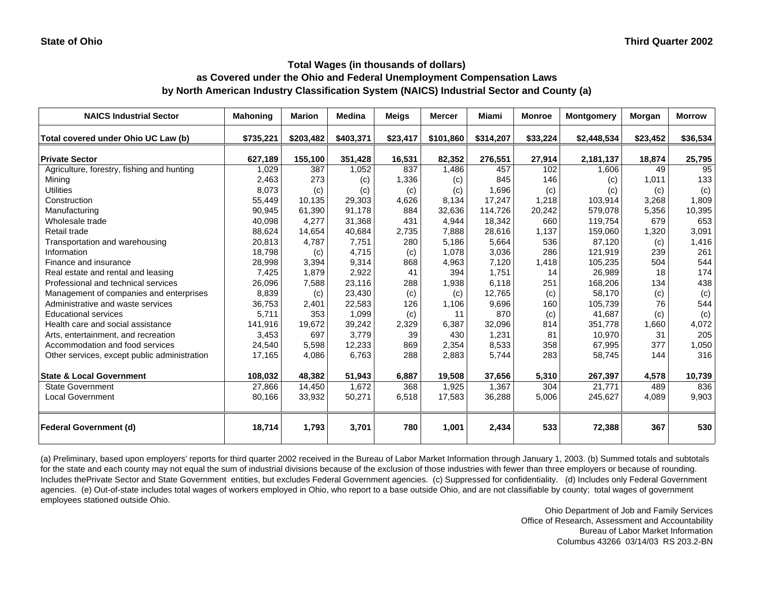State of Ohio

Third Quarter 2002

# Total Wages (in thousands of dollars)
## as Covered under the Ohio and Federal Unemployment Compensation Laws
## by North American Industry Classification System (NAICS) Industrial Sector and County (a)

| NAICS Industrial Sector | Mahoning | Marion | Medina | Meigs | Mercer | Miami | Monroe | Montgomery | Morgan | Morrow |
|---|---|---|---|---|---|---|---|---|---|---|
| **Total covered under Ohio UC Law (b)** | **$735,221** | **$203,482** | **$403,371** | **$23,417** | **$101,860** | **$314,207** | **$33,224** | **$2,448,534** | **$23,452** | **$36,534** |
| **Private Sector** | **627,189** | **155,100** | **351,428** | **16,531** | **82,352** | **276,551** | **27,914** | **2,181,137** | **18,874** | **25,795** |
| Agriculture, forestry, fishing and hunting | 1,029 | 387 | 1,052 | 837 | 1,486 | 457 | 102 | 1,606 | 49 | 95 |
| Mining | 2,463 | 273 | (c) | 1,336 | (c) | 845 | 146 | (c) | 1,011 | 133 |
| Utilities | 8,073 | (c) | (c) | (c) | (c) | 1,696 | (c) | (c) | (c) | (c) |
| Construction | 55,449 | 10,135 | 29,303 | 4,626 | 8,134 | 17,247 | 1,218 | 103,914 | 3,268 | 1,809 |
| Manufacturing | 90,945 | 61,390 | 91,178 | 884 | 32,636 | 114,726 | 20,242 | 579,078 | 5,356 | 10,395 |
| Wholesale trade | 40,098 | 4,277 | 31,368 | 431 | 4,944 | 18,342 | 660 | 119,754 | 679 | 653 |
| Retail trade | 88,624 | 14,654 | 40,684 | 2,735 | 7,888 | 28,616 | 1,137 | 159,060 | 1,320 | 3,091 |
| Transportation and warehousing | 20,813 | 4,787 | 7,751 | 280 | 5,186 | 5,664 | 536 | 87,120 | (c) | 1,416 |
| Information | 18,798 | (c) | 4,715 | (c) | 1,078 | 3,036 | 286 | 121,919 | 239 | 261 |
| Finance and insurance | 28,998 | 3,394 | 9,314 | 868 | 4,963 | 7,120 | 1,418 | 105,235 | 504 | 544 |
| Real estate and rental and leasing | 7,425 | 1,879 | 2,922 | 41 | 394 | 1,751 | 14 | 26,989 | 18 | 174 |
| Professional and technical services | 26,096 | 7,588 | 23,116 | 288 | 1,938 | 6,118 | 251 | 168,206 | 134 | 438 |
| Management of companies and enterprises | 8,839 | (c) | 23,430 | (c) | (c) | 12,765 | (c) | 58,170 | (c) | (c) |
| Administrative and waste services | 36,753 | 2,401 | 22,583 | 126 | 1,106 | 9,696 | 160 | 105,739 | 76 | 544 |
| Educational services | 5,711 | 353 | 1,099 | (c) | 11 | 870 | (c) | 41,687 | (c) | (c) |
| Health care and social assistance | 141,916 | 19,672 | 39,242 | 2,329 | 6,387 | 32,096 | 814 | 351,778 | 1,660 | 4,072 |
| Arts, entertainment, and recreation | 3,453 | 697 | 3,779 | 39 | 430 | 1,231 | 81 | 10,970 | 31 | 205 |
| Accommodation and food services | 24,540 | 5,598 | 12,233 | 869 | 2,354 | 8,533 | 358 | 67,995 | 377 | 1,050 |
| Other services, except public administration | 17,165 | 4,086 | 6,763 | 288 | 2,883 | 5,744 | 283 | 58,745 | 144 | 316 |
| **State & Local Government** | **108,032** | **48,382** | **51,943** | **6,887** | **19,508** | **37,656** | **5,310** | **267,397** | **4,578** | **10,739** |
| State Government | 27,866 | 14,450 | 1,672 | 368 | 1,925 | 1,367 | 304 | 21,771 | 489 | 836 |
| Local Government | 80,166 | 33,932 | 50,271 | 6,518 | 17,583 | 36,288 | 5,006 | 245,627 | 4,089 | 9,903 |
| **Federal Government (d)** | **18,714** | **1,793** | **3,701** | **780** | **1,001** | **2,434** | **533** | **72,388** | **367** | **530** |

(a) Preliminary, based upon employers' reports for third quarter 2002 received in the Bureau of Labor Market Information through January 1, 2003. (b) Summed totals and subtotals for the state and each county may not equal the sum of industrial divisions because of the exclusion of those industries with fewer than three employers or because of rounding. Includes thePrivate Sector and State Government entities, but excludes Federal Government agencies. (c) Suppressed for confidentiality. (d) Includes only Federal Government agencies. (e) Out-of-state includes total wages of workers employed in Ohio, who report to a base outside Ohio, and are not classifiable by county; total wages of government employees stationed outside Ohio.

Ohio Department of Job and Family Services
Office of Research, Assessment and Accountability
Bureau of Labor Market Information
Columbus 43266 03/14/03 RS 203.2-BN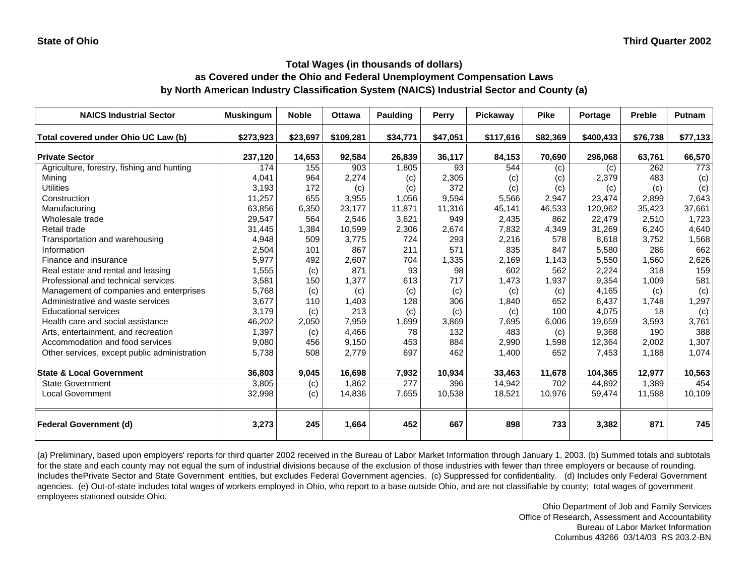State of Ohio | Third Quarter 2002

### Total Wages (in thousands of dollars)
### as Covered under the Ohio and Federal Unemployment Compensation Laws
### by North American Industry Classification System (NAICS) Industrial Sector and County (a)

| NAICS Industrial Sector | Muskingum | Noble | Ottawa | Paulding | Perry | Pickaway | Pike | Portage | Preble | Putnam |
|---|---|---|---|---|---|---|---|---|---|---|
| **Total covered under Ohio UC Law (b)** | **$273,923** | **$23,697** | **$109,281** | **$34,771** | **$47,051** | **$117,616** | **$82,369** | **$400,433** | **$76,738** | **$77,133** |
| **Private Sector** | **237,120** | **14,653** | **92,584** | **26,839** | **36,117** | **84,153** | **70,690** | **296,068** | **63,761** | **66,570** |
| Agriculture, forestry, fishing and hunting | 174 | 155 | 903 | 1,805 | 93 | 544 | (c) | (c) | 262 | 773 |
| Mining | 4,041 | 964 | 2,274 | (c) | 2,305 | (c) | (c) | 2,379 | 483 | (c) |
| Utilities | 3,193 | 172 | (c) | (c) | 372 | (c) | (c) | (c) | (c) | (c) |
| Construction | 11,257 | 655 | 3,955 | 1,056 | 9,594 | 5,566 | 2,947 | 23,474 | 2,899 | 7,643 |
| Manufacturing | 63,856 | 6,350 | 23,177 | 11,871 | 11,316 | 45,141 | 46,533 | 120,962 | 35,423 | 37,661 |
| Wholesale trade | 29,547 | 564 | 2,546 | 3,621 | 949 | 2,435 | 862 | 22,479 | 2,510 | 1,723 |
| Retail trade | 31,445 | 1,384 | 10,599 | 2,306 | 2,674 | 7,832 | 4,349 | 31,269 | 6,240 | 4,640 |
| Transportation and warehousing | 4,948 | 509 | 3,775 | 724 | 293 | 2,216 | 578 | 8,618 | 3,752 | 1,568 |
| Information | 2,504 | 101 | 867 | 211 | 571 | 835 | 847 | 5,580 | 286 | 662 |
| Finance and insurance | 5,977 | 492 | 2,607 | 704 | 1,335 | 2,169 | 1,143 | 5,550 | 1,560 | 2,626 |
| Real estate and rental and leasing | 1,555 | (c) | 871 | 93 | 98 | 602 | 562 | 2,224 | 318 | 159 |
| Professional and technical services | 3,581 | 150 | 1,377 | 613 | 717 | 1,473 | 1,937 | 9,354 | 1,009 | 581 |
| Management of companies and enterprises | 5,768 | (c) | (c) | (c) | (c) | (c) | (c) | 4,165 | (c) | (c) |
| Administrative and waste services | 3,677 | 110 | 1,403 | 128 | 306 | 1,840 | 652 | 6,437 | 1,748 | 1,297 |
| Educational services | 3,179 | (c) | 213 | (c) | (c) | (c) | 100 | 4,075 | 18 | (c) |
| Health care and social assistance | 46,202 | 2,050 | 7,959 | 1,699 | 3,869 | 7,695 | 6,006 | 19,659 | 3,593 | 3,761 |
| Arts, entertainment, and recreation | 1,397 | (c) | 4,466 | 78 | 132 | 483 | (c) | 9,368 | 190 | 388 |
| Accommodation and food services | 9,080 | 456 | 9,150 | 453 | 884 | 2,990 | 1,598 | 12,364 | 2,002 | 1,307 |
| Other services, except public administration | 5,738 | 508 | 2,779 | 697 | 462 | 1,400 | 652 | 7,453 | 1,188 | 1,074 |
| **State & Local Government** | **36,803** | **9,045** | **16,698** | **7,932** | **10,934** | **33,463** | **11,678** | **104,365** | **12,977** | **10,563** |
| State Government | 3,805 | (c) | 1,862 | 277 | 396 | 14,942 | 702 | 44,892 | 1,389 | 454 |
| Local Government | 32,998 | (c) | 14,836 | 7,655 | 10,538 | 18,521 | 10,976 | 59,474 | 11,588 | 10,109 |
| **Federal Government (d)** | **3,273** | **245** | **1,664** | **452** | **667** | **898** | **733** | **3,382** | **871** | **745** |

(a) Preliminary, based upon employers' reports for third quarter 2002 received in the Bureau of Labor Market Information through January 1, 2003. (b) Summed totals and subtotals for the state and each county may not equal the sum of industrial divisions because of the exclusion of those industries with fewer than three employers or because of rounding. Includes thePrivate Sector and State Government entities, but excludes Federal Government agencies. (c) Suppressed for confidentiality. (d) Includes only Federal Government agencies. (e) Out-of-state includes total wages of workers employed in Ohio, who report to a base outside Ohio, and are not classifiable by county; total wages of government employees stationed outside Ohio.

Ohio Department of Job and Family Services
Office of Research, Assessment and Accountability
Bureau of Labor Market Information
Columbus 43266 03/14/03 RS 203.2-BN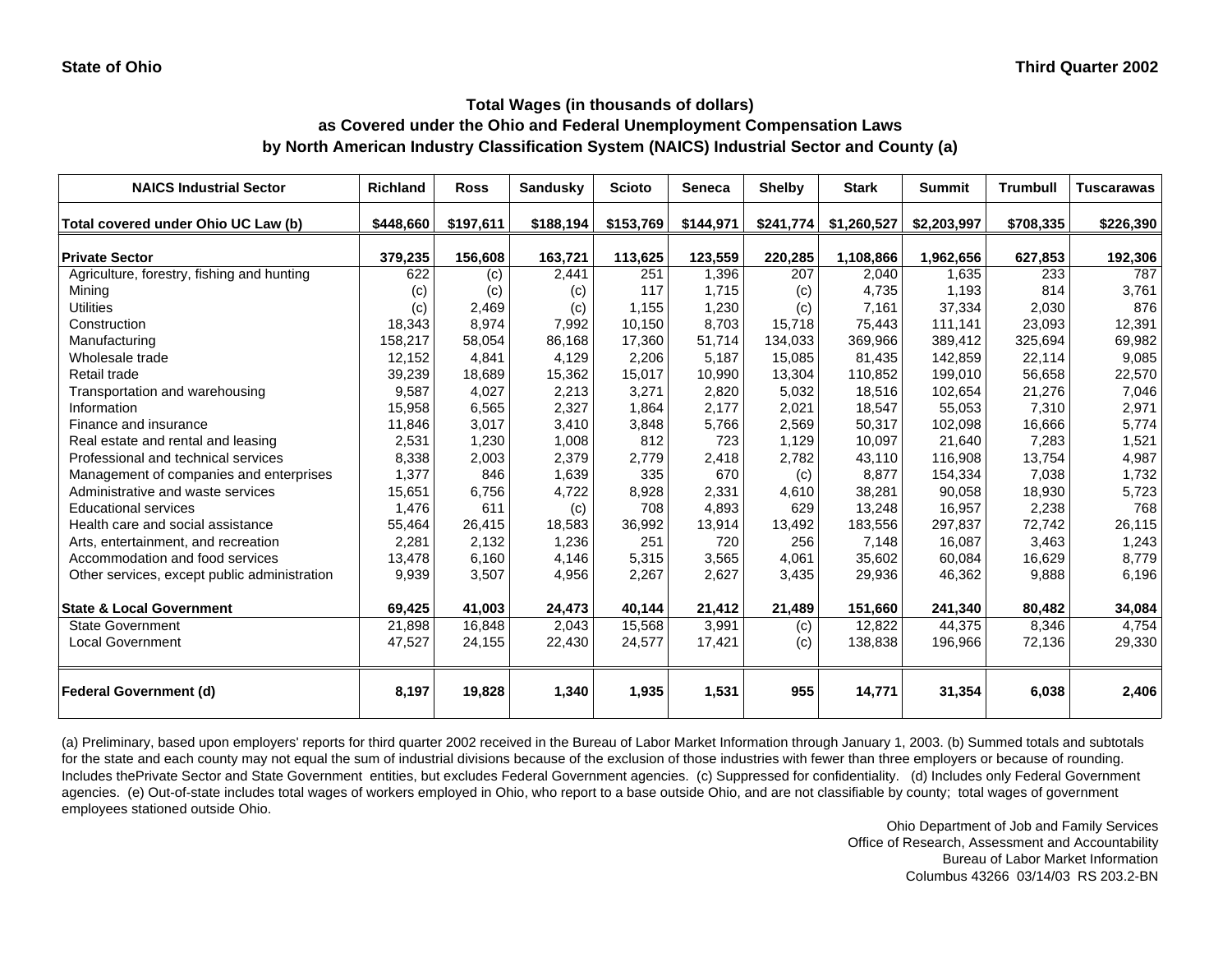State of Ohio | Third Quarter 2002

## Total Wages (in thousands of dollars)
## as Covered under the Ohio and Federal Unemployment Compensation Laws
## by North American Industry Classification System (NAICS) Industrial Sector and County (a)

| NAICS Industrial Sector | Richland | Ross | Sandusky | Scioto | Seneca | Shelby | Stark | Summit | Trumbull | Tuscarawas |
|---|---|---|---|---|---|---|---|---|---|---|
| **Total covered under Ohio UC Law (b)** | **$448,660** | **$197,611** | **$188,194** | **$153,769** | **$144,971** | **$241,774** | **$1,260,527** | **$2,203,997** | **$708,335** | **$226,390** |
| **Private Sector** | **379,235** | **156,608** | **163,721** | **113,625** | **123,559** | **220,285** | **1,108,866** | **1,962,656** | **627,853** | **192,306** |
| Agriculture, forestry, fishing and hunting | 622 | (c) | 2,441 | 251 | 1,396 | 207 | 2,040 | 1,635 | 233 | 787 |
| Mining | (c) | (c) | (c) | 117 | 1,715 | (c) | 4,735 | 1,193 | 814 | 3,761 |
| Utilities | (c) | 2,469 | (c) | 1,155 | 1,230 | (c) | 7,161 | 37,334 | 2,030 | 876 |
| Construction | 18,343 | 8,974 | 7,992 | 10,150 | 8,703 | 15,718 | 75,443 | 111,141 | 23,093 | 12,391 |
| Manufacturing | 158,217 | 58,054 | 86,168 | 17,360 | 51,714 | 134,033 | 369,966 | 389,412 | 325,694 | 69,982 |
| Wholesale trade | 12,152 | 4,841 | 4,129 | 2,206 | 5,187 | 15,085 | 81,435 | 142,859 | 22,114 | 9,085 |
| Retail trade | 39,239 | 18,689 | 15,362 | 15,017 | 10,990 | 13,304 | 110,852 | 199,010 | 56,658 | 22,570 |
| Transportation and warehousing | 9,587 | 4,027 | 2,213 | 3,271 | 2,820 | 5,032 | 18,516 | 102,654 | 21,276 | 7,046 |
| Information | 15,958 | 6,565 | 2,327 | 1,864 | 2,177 | 2,021 | 18,547 | 55,053 | 7,310 | 2,971 |
| Finance and insurance | 11,846 | 3,017 | 3,410 | 3,848 | 5,766 | 2,569 | 50,317 | 102,098 | 16,666 | 5,774 |
| Real estate and rental and leasing | 2,531 | 1,230 | 1,008 | 812 | 723 | 1,129 | 10,097 | 21,640 | 7,283 | 1,521 |
| Professional and technical services | 8,338 | 2,003 | 2,379 | 2,779 | 2,418 | 2,782 | 43,110 | 116,908 | 13,754 | 4,987 |
| Management of companies and enterprises | 1,377 | 846 | 1,639 | 335 | 670 | (c) | 8,877 | 154,334 | 7,038 | 1,732 |
| Administrative and waste services | 15,651 | 6,756 | 4,722 | 8,928 | 2,331 | 4,610 | 38,281 | 90,058 | 18,930 | 5,723 |
| Educational services | 1,476 | 611 | (c) | 708 | 4,893 | 629 | 13,248 | 16,957 | 2,238 | 768 |
| Health care and social assistance | 55,464 | 26,415 | 18,583 | 36,992 | 13,914 | 13,492 | 183,556 | 297,837 | 72,742 | 26,115 |
| Arts, entertainment, and recreation | 2,281 | 2,132 | 1,236 | 251 | 720 | 256 | 7,148 | 16,087 | 3,463 | 1,243 |
| Accommodation and food services | 13,478 | 6,160 | 4,146 | 5,315 | 3,565 | 4,061 | 35,602 | 60,084 | 16,629 | 8,779 |
| Other services, except public administration | 9,939 | 3,507 | 4,956 | 2,267 | 2,627 | 3,435 | 29,936 | 46,362 | 9,888 | 6,196 |
| **State & Local Government** | **69,425** | **41,003** | **24,473** | **40,144** | **21,412** | **21,489** | **151,660** | **241,340** | **80,482** | **34,084** |
| State Government | 21,898 | 16,848 | 2,043 | 15,568 | 3,991 | (c) | 12,822 | 44,375 | 8,346 | 4,754 |
| Local Government | 47,527 | 24,155 | 22,430 | 24,577 | 17,421 | (c) | 138,838 | 196,966 | 72,136 | 29,330 |
| **Federal Government (d)** | **8,197** | **19,828** | **1,340** | **1,935** | **1,531** | **955** | **14,771** | **31,354** | **6,038** | **2,406** |

(a) Preliminary, based upon employers' reports for third quarter 2002 received in the Bureau of Labor Market Information through January 1, 2003. (b) Summed totals and subtotals for the state and each county may not equal the sum of industrial divisions because of the exclusion of those industries with fewer than three employers or because of rounding. Includes thePrivate Sector and State Government entities, but excludes Federal Government agencies. (c) Suppressed for confidentiality. (d) Includes only Federal Government agencies. (e) Out-of-state includes total wages of workers employed in Ohio, who report to a base outside Ohio, and are not classifiable by county; total wages of government employees stationed outside Ohio.

Ohio Department of Job and Family Services
Office of Research, Assessment and Accountability
Bureau of Labor Market Information
Columbus 43266 03/14/03 RS 203.2-BN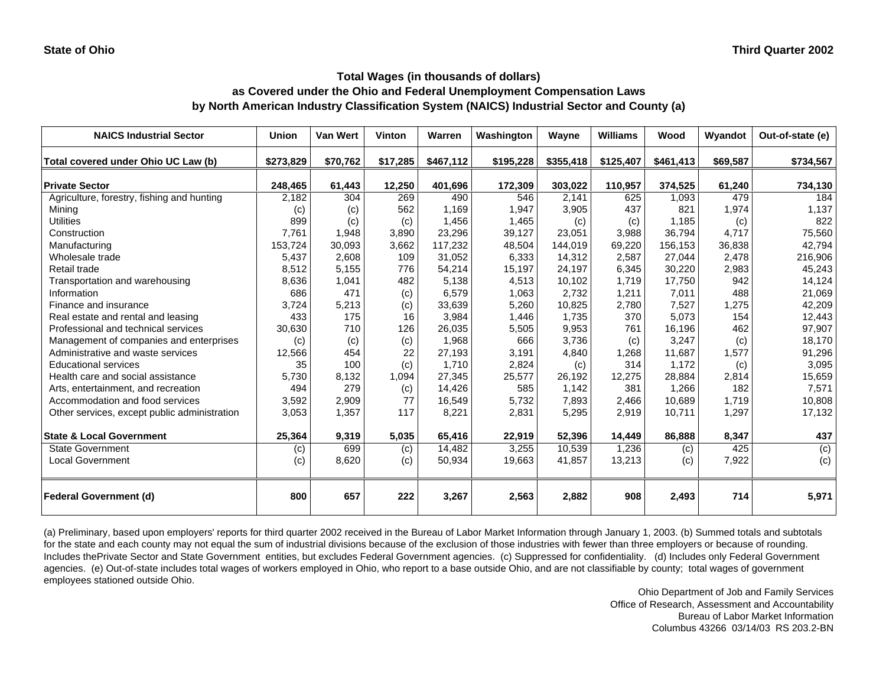State of Ohio | Third Quarter 2002

## Total Wages (in thousands of dollars)
## as Covered under the Ohio and Federal Unemployment Compensation Laws
## by North American Industry Classification System (NAICS) Industrial Sector and County (a)

| NAICS Industrial Sector | Union | Van Wert | Vinton | Warren | Washington | Wayne | Williams | Wood | Wyandot | Out-of-state (e) |
|---|---|---|---|---|---|---|---|---|---|---|
| **Total covered under Ohio UC Law (b)** | **$273,829** | **$70,762** | **$17,285** | **$467,112** | **$195,228** | **$355,418** | **$125,407** | **$461,413** | **$69,587** | **$734,567** |
| **Private Sector** | **248,465** | **61,443** | **12,250** | **401,696** | **172,309** | **303,022** | **110,957** | **374,525** | **61,240** | **734,130** |
| Agriculture, forestry, fishing and hunting | 2,182 | 304 | 269 | 490 | 546 | 2,141 | 625 | 1,093 | 479 | 184 |
| Mining | (c) | (c) | 562 | 1,169 | 1,947 | 3,905 | 437 | 821 | 1,974 | 1,137 |
| Utilities | 899 | (c) | (c) | 1,456 | 1,465 | (c) | (c) | 1,185 | (c) | 822 |
| Construction | 7,761 | 1,948 | 3,890 | 23,296 | 39,127 | 23,051 | 3,988 | 36,794 | 4,717 | 75,560 |
| Manufacturing | 153,724 | 30,093 | 3,662 | 117,232 | 48,504 | 144,019 | 69,220 | 156,153 | 36,838 | 42,794 |
| Wholesale trade | 5,437 | 2,608 | 109 | 31,052 | 6,333 | 14,312 | 2,587 | 27,044 | 2,478 | 216,906 |
| Retail trade | 8,512 | 5,155 | 776 | 54,214 | 15,197 | 24,197 | 6,345 | 30,220 | 2,983 | 45,243 |
| Transportation and warehousing | 8,636 | 1,041 | 482 | 5,138 | 4,513 | 10,102 | 1,719 | 17,750 | 942 | 14,124 |
| Information | 686 | 471 | (c) | 6,579 | 1,063 | 2,732 | 1,211 | 7,011 | 488 | 21,069 |
| Finance and insurance | 3,724 | 5,213 | (c) | 33,639 | 5,260 | 10,825 | 2,780 | 7,527 | 1,275 | 42,209 |
| Real estate and rental and leasing | 433 | 175 | 16 | 3,984 | 1,446 | 1,735 | 370 | 5,073 | 154 | 12,443 |
| Professional and technical services | 30,630 | 710 | 126 | 26,035 | 5,505 | 9,953 | 761 | 16,196 | 462 | 97,907 |
| Management of companies and enterprises | (c) | (c) | (c) | 1,968 | 666 | 3,736 | (c) | 3,247 | (c) | 18,170 |
| Administrative and waste services | 12,566 | 454 | 22 | 27,193 | 3,191 | 4,840 | 1,268 | 11,687 | 1,577 | 91,296 |
| Educational services | 35 | 100 | (c) | 1,710 | 2,824 | (c) | 314 | 1,172 | (c) | 3,095 |
| Health care and social assistance | 5,730 | 8,132 | 1,094 | 27,345 | 25,577 | 26,192 | 12,275 | 28,884 | 2,814 | 15,659 |
| Arts, entertainment, and recreation | 494 | 279 | (c) | 14,426 | 585 | 1,142 | 381 | 1,266 | 182 | 7,571 |
| Accommodation and food services | 3,592 | 2,909 | 77 | 16,549 | 5,732 | 7,893 | 2,466 | 10,689 | 1,719 | 10,808 |
| Other services, except public administration | 3,053 | 1,357 | 117 | 8,221 | 2,831 | 5,295 | 2,919 | 10,711 | 1,297 | 17,132 |
| **State & Local Government** | **25,364** | **9,319** | **5,035** | **65,416** | **22,919** | **52,396** | **14,449** | **86,888** | **8,347** | **437** |
| State Government | (c) | 699 | (c) | 14,482 | 3,255 | 10,539 | 1,236 | (c) | 425 | (c) |
| Local Government | (c) | 8,620 | (c) | 50,934 | 19,663 | 41,857 | 13,213 | (c) | 7,922 | (c) |
| **Federal Government (d)** | **800** | **657** | **222** | **3,267** | **2,563** | **2,882** | **908** | **2,493** | **714** | **5,971** |

(a) Preliminary, based upon employers' reports for third quarter 2002 received in the Bureau of Labor Market Information through January 1, 2003. (b) Summed totals and subtotals for the state and each county may not equal the sum of industrial divisions because of the exclusion of those industries with fewer than three employers or because of rounding. Includes thePrivate Sector and State Government entities, but excludes Federal Government agencies. (c) Suppressed for confidentiality. (d) Includes only Federal Government agencies. (e) Out-of-state includes total wages of workers employed in Ohio, who report to a base outside Ohio, and are not classifiable by county; total wages of government employees stationed outside Ohio.

Ohio Department of Job and Family Services
Office of Research, Assessment and Accountability
Bureau of Labor Market Information
Columbus 43266 03/14/03 RS 203.2-BN